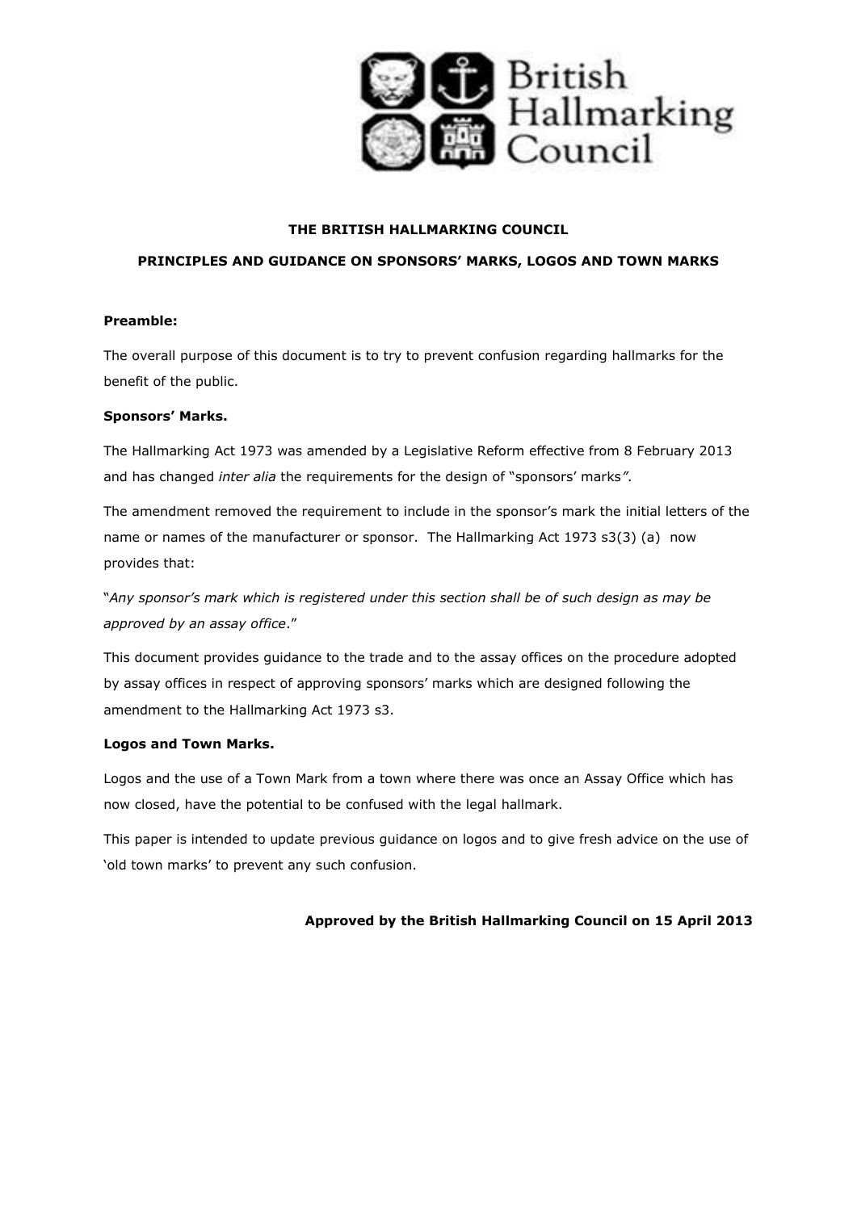British Hallmarking Council

**THE BRITISH HALLMARKING COUNCIL**

**PRINCIPLES AND GUIDANCE ON SPONSORS' MARKS, LOGOS AND TOWN MARKS**

**Preamble:**

The overall purpose of this document is to try to prevent confusion regarding hallmarks for the benefit of the public.

**Sponsors' Marks.**

The Hallmarking Act 1973 was amended by a Legislative Reform effective from 8 February 2013 and has changed *inter alia* the requirements for the design of "sponsors' marks".

The amendment removed the requirement to include in the sponsor's mark the initial letters of the name or names of the manufacturer or sponsor. The Hallmarking Act 1973 s3(3) (a) now provides that:

"*Any sponsor's mark which is registered under this section shall be of such design as may be approved by an assay office*."

This document provides guidance to the trade and to the assay offices on the procedure adopted by assay offices in respect of approving sponsors' marks which are designed following the amendment to the Hallmarking Act 1973 s3.

**Logos and Town Marks.**

Logos and the use of a Town Mark from a town where there was once an Assay Office which has now closed, have the potential to be confused with the legal hallmark.

This paper is intended to update previous guidance on logos and to give fresh advice on the use of 'old town marks' to prevent any such confusion.

**Approved by the British Hallmarking Council on 15 April 2013**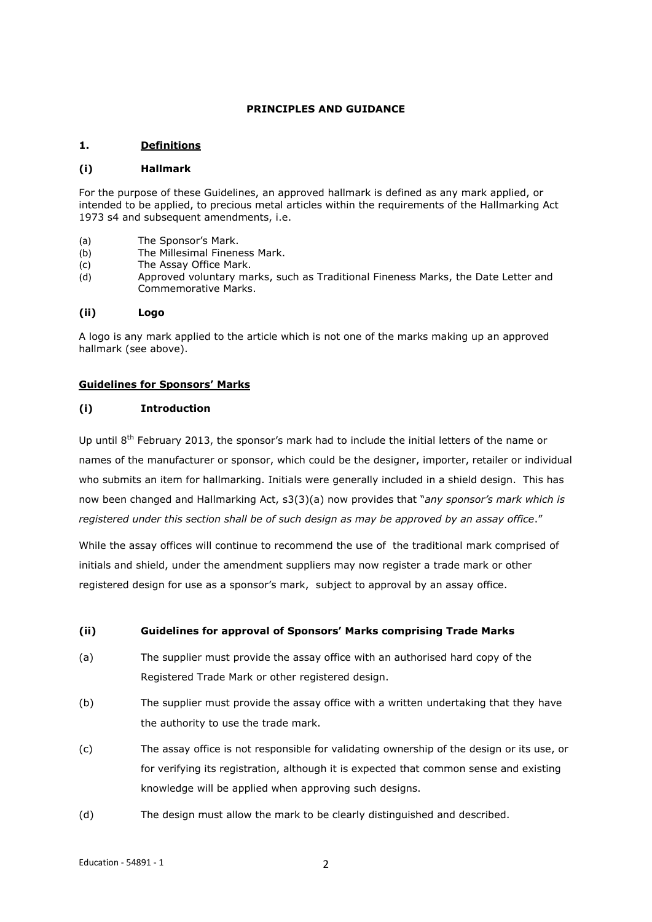**PRINCIPLES AND GUIDANCE**

## 1. Definitions

### (i) Hallmark

For the purpose of these Guidelines, an approved hallmark is defined as any mark applied, or intended to be applied, to precious metal articles within the requirements of the Hallmarking Act 1973 s4 and subsequent amendments, i.e.

(a) The Sponsor's Mark.
(b) The Millesimal Fineness Mark.
(c) The Assay Office Mark.
(d) Approved voluntary marks, such as Traditional Fineness Marks, the Date Letter and Commemorative Marks.

### (ii) Logo

A logo is any mark applied to the article which is not one of the marks making up an approved hallmark (see above).

## Guidelines for Sponsors' Marks

### (i) Introduction

Up until 8th February 2013, the sponsor's mark had to include the initial letters of the name or names of the manufacturer or sponsor, which could be the designer, importer, retailer or individual who submits an item for hallmarking. Initials were generally included in a shield design. This has now been changed and Hallmarking Act, s3(3)(a) now provides that "*any sponsor's mark which is registered under this section shall be of such design as may be approved by an assay office*."

While the assay offices will continue to recommend the use of the traditional mark comprised of initials and shield, under the amendment suppliers may now register a trade mark or other registered design for use as a sponsor's mark, subject to approval by an assay office.

### (ii) Guidelines for approval of Sponsors' Marks comprising Trade Marks

(a) The supplier must provide the assay office with an authorised hard copy of the Registered Trade Mark or other registered design.

(b) The supplier must provide the assay office with a written undertaking that they have the authority to use the trade mark.

(c) The assay office is not responsible for validating ownership of the design or its use, or for verifying its registration, although it is expected that common sense and existing knowledge will be applied when approving such designs.

(d) The design must allow the mark to be clearly distinguished and described.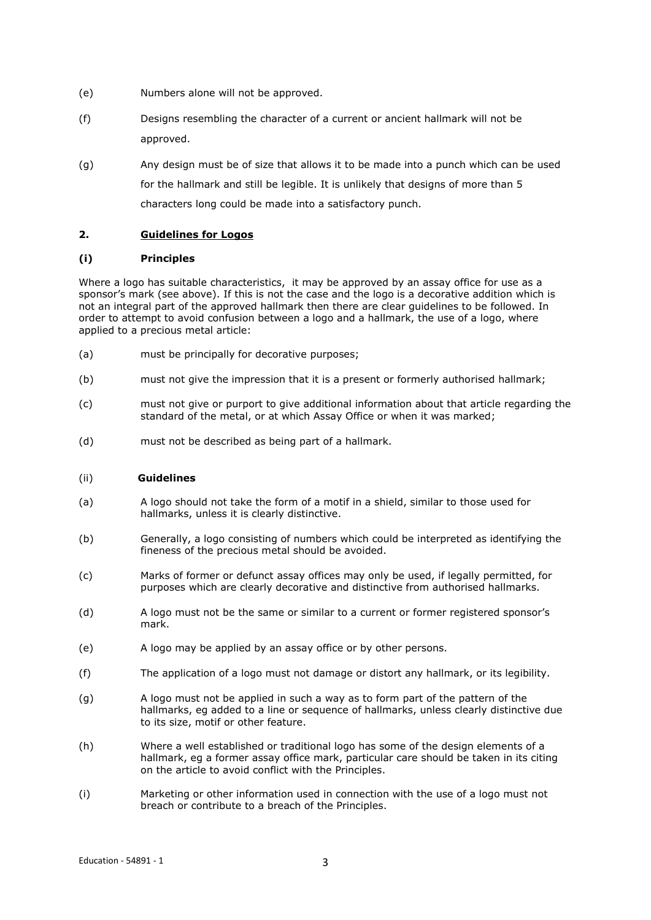(e) Numbers alone will not be approved.

(f) Designs resembling the character of a current or ancient hallmark will not be approved.

(g) Any design must be of size that allows it to be made into a punch which can be used for the hallmark and still be legible. It is unlikely that designs of more than 5 characters long could be made into a satisfactory punch.

## 2. Guidelines for Logos

### (i) Principles

Where a logo has suitable characteristics, it may be approved by an assay office for use as a sponsor's mark (see above). If this is not the case and the logo is a decorative addition which is not an integral part of the approved hallmark then there are clear guidelines to be followed. In order to attempt to avoid confusion between a logo and a hallmark, the use of a logo, where applied to a precious metal article:

(a) must be principally for decorative purposes;

(b) must not give the impression that it is a present or formerly authorised hallmark;

(c) must not give or purport to give additional information about that article regarding the standard of the metal, or at which Assay Office or when it was marked;

(d) must not be described as being part of a hallmark.

### (ii) Guidelines

(a) A logo should not take the form of a motif in a shield, similar to those used for hallmarks, unless it is clearly distinctive.

(b) Generally, a logo consisting of numbers which could be interpreted as identifying the fineness of the precious metal should be avoided.

(c) Marks of former or defunct assay offices may only be used, if legally permitted, for purposes which are clearly decorative and distinctive from authorised hallmarks.

(d) A logo must not be the same or similar to a current or former registered sponsor's mark.

(e) A logo may be applied by an assay office or by other persons.

(f) The application of a logo must not damage or distort any hallmark, or its legibility.

(g) A logo must not be applied in such a way as to form part of the pattern of the hallmarks, eg added to a line or sequence of hallmarks, unless clearly distinctive due to its size, motif or other feature.

(h) Where a well established or traditional logo has some of the design elements of a hallmark, eg a former assay office mark, particular care should be taken in its citing on the article to avoid conflict with the Principles.

(i) Marketing or other information used in connection with the use of a logo must not breach or contribute to a breach of the Principles.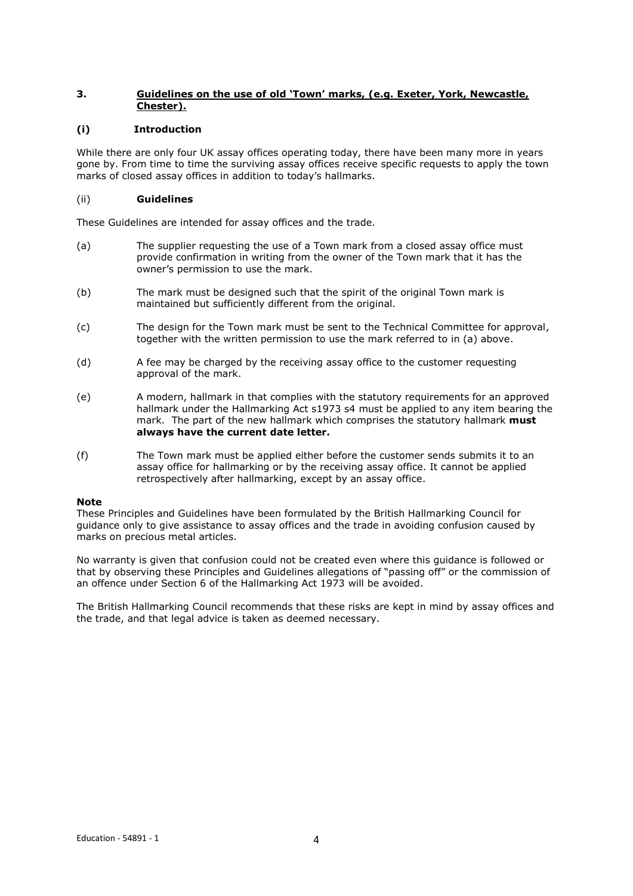### 3. Guidelines on the use of old 'Town' marks, (e.g. Exeter, York, Newcastle, Chester).

#### (i) Introduction

While there are only four UK assay offices operating today, there have been many more in years gone by. From time to time the surviving assay offices receive specific requests to apply the town marks of closed assay offices in addition to today's hallmarks.

#### (ii) Guidelines

These Guidelines are intended for assay offices and the trade.

(a) The supplier requesting the use of a Town mark from a closed assay office must provide confirmation in writing from the owner of the Town mark that it has the owner's permission to use the mark.

(b) The mark must be designed such that the spirit of the original Town mark is maintained but sufficiently different from the original.

(c) The design for the Town mark must be sent to the Technical Committee for approval, together with the written permission to use the mark referred to in (a) above.

(d) A fee may be charged by the receiving assay office to the customer requesting approval of the mark.

(e) A modern, hallmark in that complies with the statutory requirements for an approved hallmark under the Hallmarking Act s1973 s4 must be applied to any item bearing the mark. The part of the new hallmark which comprises the statutory hallmark **must always have the current date letter.**

(f) The Town mark must be applied either before the customer sends submits it to an assay office for hallmarking or by the receiving assay office. It cannot be applied retrospectively after hallmarking, except by an assay office.

**Note**
These Principles and Guidelines have been formulated by the British Hallmarking Council for guidance only to give assistance to assay offices and the trade in avoiding confusion caused by marks on precious metal articles.

No warranty is given that confusion could not be created even where this guidance is followed or that by observing these Principles and Guidelines allegations of "passing off" or the commission of an offence under Section 6 of the Hallmarking Act 1973 will be avoided.

The British Hallmarking Council recommends that these risks are kept in mind by assay offices and the trade, and that legal advice is taken as deemed necessary.